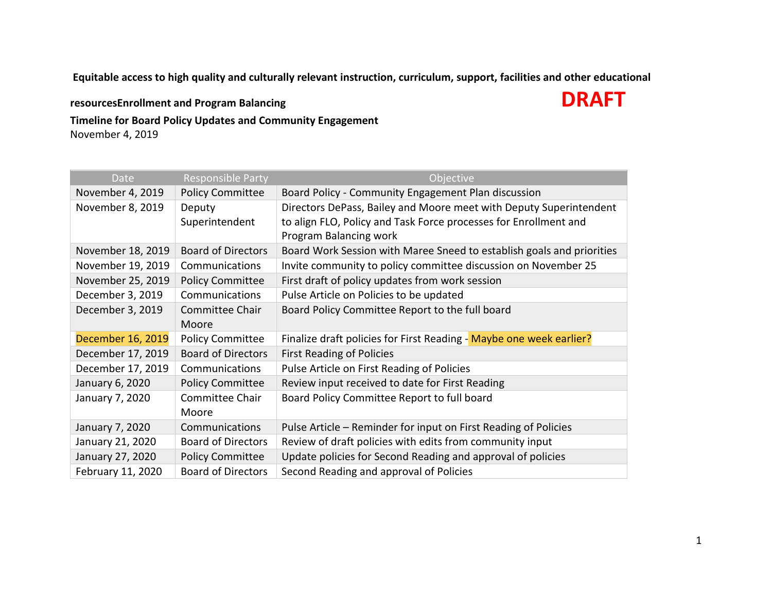**Equitable access to high quality and culturally relevant instruction, curriculum, support, facilities and other educational resourcesEnrollment and Program Balancing**

**DRAFT**

**Timeline for Board Policy Updates and Community Engagement**

November 4, 2019

| Date | Responsible Party | Objective |
|---|---|---|
| November 4, 2019 | Policy Committee | Board Policy - Community Engagement Plan discussion |
| November 8, 2019 | Deputy Superintendent | Directors DePass, Bailey and Moore meet with Deputy Superintendent to align FLO, Policy and Task Force processes for Enrollment and Program Balancing work |
| November 18, 2019 | Board of Directors | Board Work Session with Maree Sneed to establish goals and priorities |
| November 19, 2019 | Communications | Invite community to policy committee discussion on November 25 |
| November 25, 2019 | Policy Committee | First draft of policy updates from work session |
| December 3, 2019 | Communications | Pulse Article on Policies to be updated |
| December 3, 2019 | Committee Chair Moore | Board Policy Committee Report to the full board |
| December 16, 2019 | Policy Committee | Finalize draft policies for First Reading - Maybe one week earlier? |
| December 17, 2019 | Board of Directors | First Reading of Policies |
| December 17, 2019 | Communications | Pulse Article on First Reading of Policies |
| January 6, 2020 | Policy Committee | Review input received to date for First Reading |
| January 7, 2020 | Committee Chair Moore | Board Policy Committee Report to full board |
| January 7, 2020 | Communications | Pulse Article – Reminder for input on First Reading of Policies |
| January 21, 2020 | Board of Directors | Review of draft policies with edits from community input |
| January 27, 2020 | Policy Committee | Update policies for Second Reading and approval of policies |
| February 11, 2020 | Board of Directors | Second Reading and approval of Policies |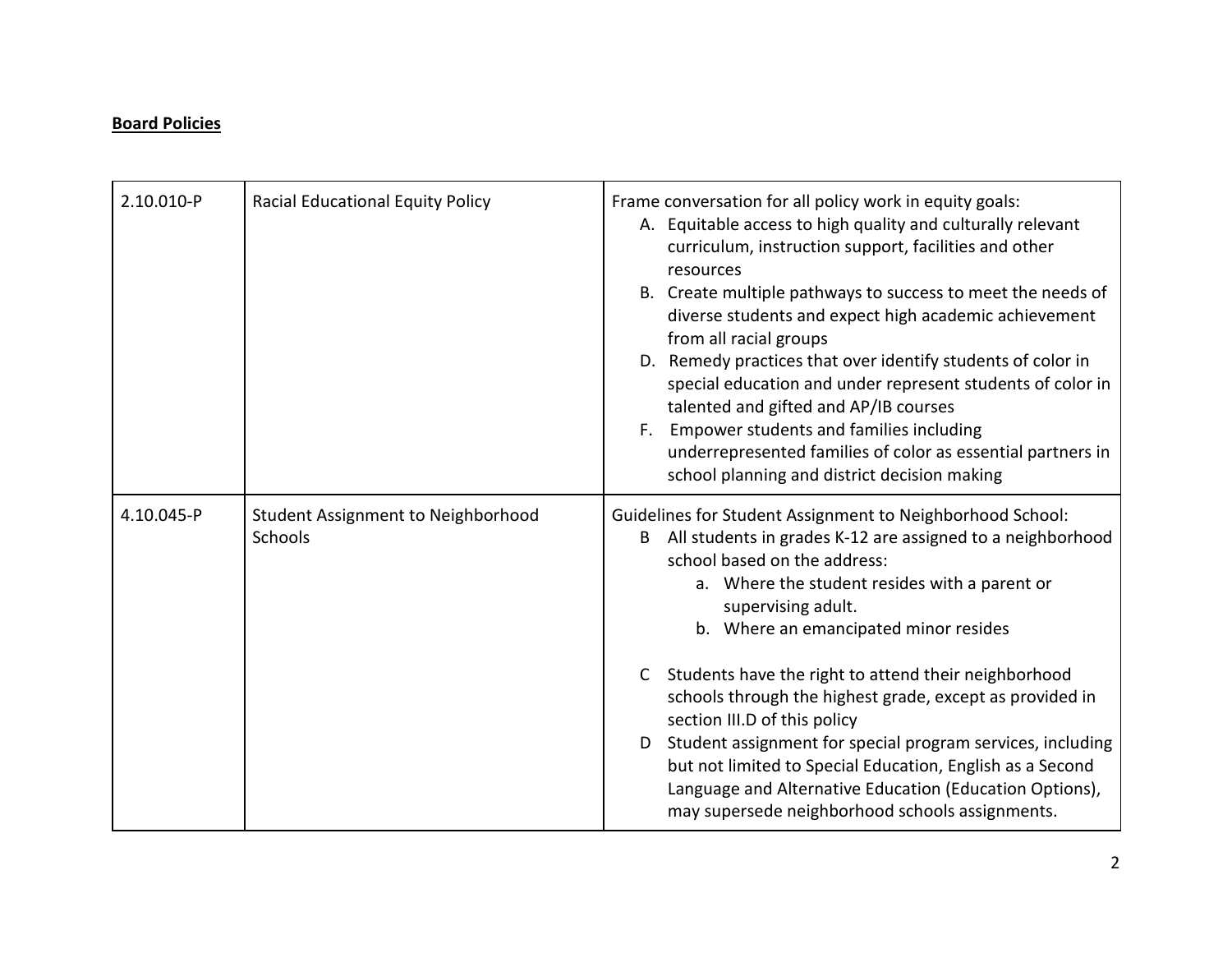**Board Policies**

| | | |
|---|---|---|
| 2.10.010-P | Racial Educational Equity Policy | Frame conversation for all policy work in equity goals:<br>A. Equitable access to high quality and culturally relevant curriculum, instruction support, facilities and other resources<br>B. Create multiple pathways to success to meet the needs of diverse students and expect high academic achievement from all racial groups<br>D. Remedy practices that over identify students of color in special education and under represent students of color in talented and gifted and AP/IB courses<br>F. Empower students and families including underrepresented families of color as essential partners in school planning and district decision making |
| 4.10.045-P | Student Assignment to Neighborhood Schools | Guidelines for Student Assignment to Neighborhood School:<br>B All students in grades K-12 are assigned to a neighborhood school based on the address:<br>a. Where the student resides with a parent or supervising adult.<br>b. Where an emancipated minor resides<br><br>C Students have the right to attend their neighborhood schools through the highest grade, except as provided in section III.D of this policy<br>D Student assignment for special program services, including but not limited to Special Education, English as a Second Language and Alternative Education (Education Options), may supersede neighborhood schools assignments. |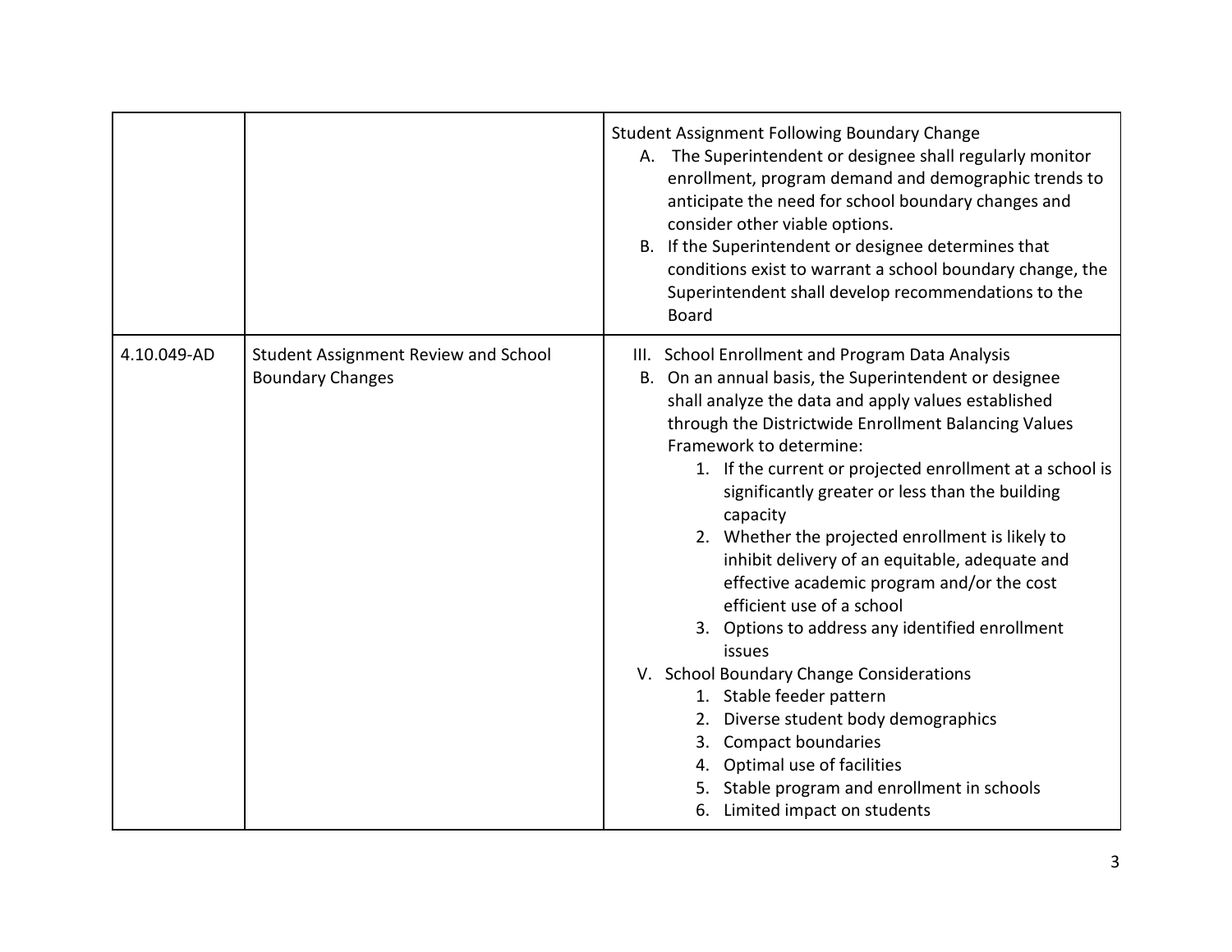| | | |
|---|---|---|
| | | Student Assignment Following Boundary Change<br>A. The Superintendent or designee shall regularly monitor enrollment, program demand and demographic trends to anticipate the need for school boundary changes and consider other viable options.<br>B. If the Superintendent or designee determines that conditions exist to warrant a school boundary change, the Superintendent shall develop recommendations to the Board |
| 4.10.049-AD | Student Assignment Review and School Boundary Changes | III. School Enrollment and Program Data Analysis<br>B. On an annual basis, the Superintendent or designee shall analyze the data and apply values established through the Districtwide Enrollment Balancing Values Framework to determine:<br>1. If the current or projected enrollment at a school is significantly greater or less than the building capacity<br>2. Whether the projected enrollment is likely to inhibit delivery of an equitable, adequate and effective academic program and/or the cost efficient use of a school<br>3. Options to address any identified enrollment issues<br>V. School Boundary Change Considerations<br>1. Stable feeder pattern<br>2. Diverse student body demographics<br>3. Compact boundaries<br>4. Optimal use of facilities<br>5. Stable program and enrollment in schools<br>6. Limited impact on students |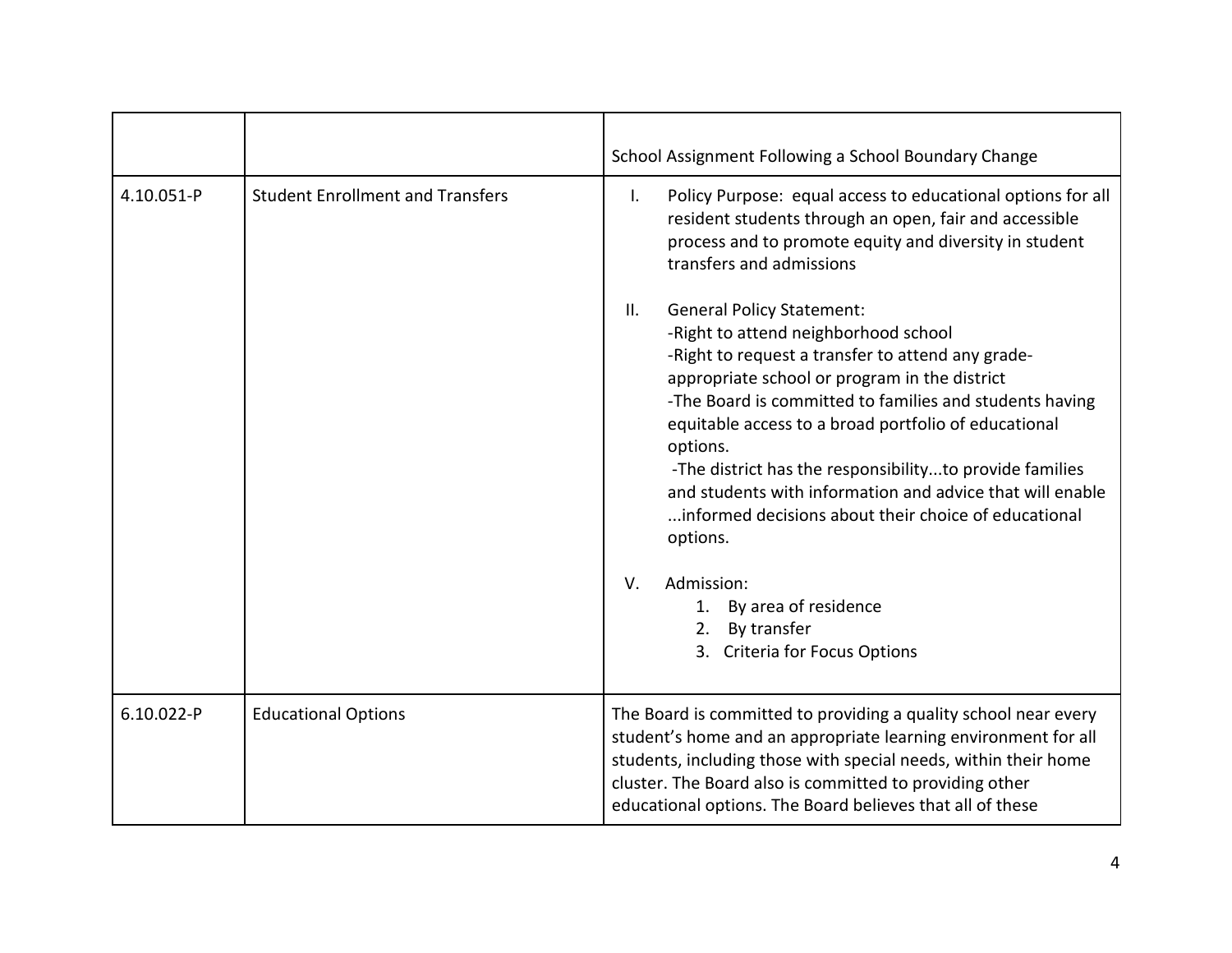| | | |
|---|---|---|
| | | School Assignment Following a School Boundary Change |
| 4.10.051-P | Student Enrollment and Transfers | I. Policy Purpose: equal access to educational options for all resident students through an open, fair and accessible process and to promote equity and diversity in student transfers and admissions<br><br>II. General Policy Statement:<br>-Right to attend neighborhood school<br>-Right to request a transfer to attend any grade-appropriate school or program in the district<br>-The Board is committed to families and students having equitable access to a broad portfolio of educational options.<br>-The district has the responsibility...to provide families and students with information and advice that will enable ...informed decisions about their choice of educational options.<br><br>V. Admission:<br>1. By area of residence<br>2. By transfer<br>3. Criteria for Focus Options |
| 6.10.022-P | Educational Options | The Board is committed to providing a quality school near every student's home and an appropriate learning environment for all students, including those with special needs, within their home cluster. The Board also is committed to providing other educational options. The Board believes that all of these |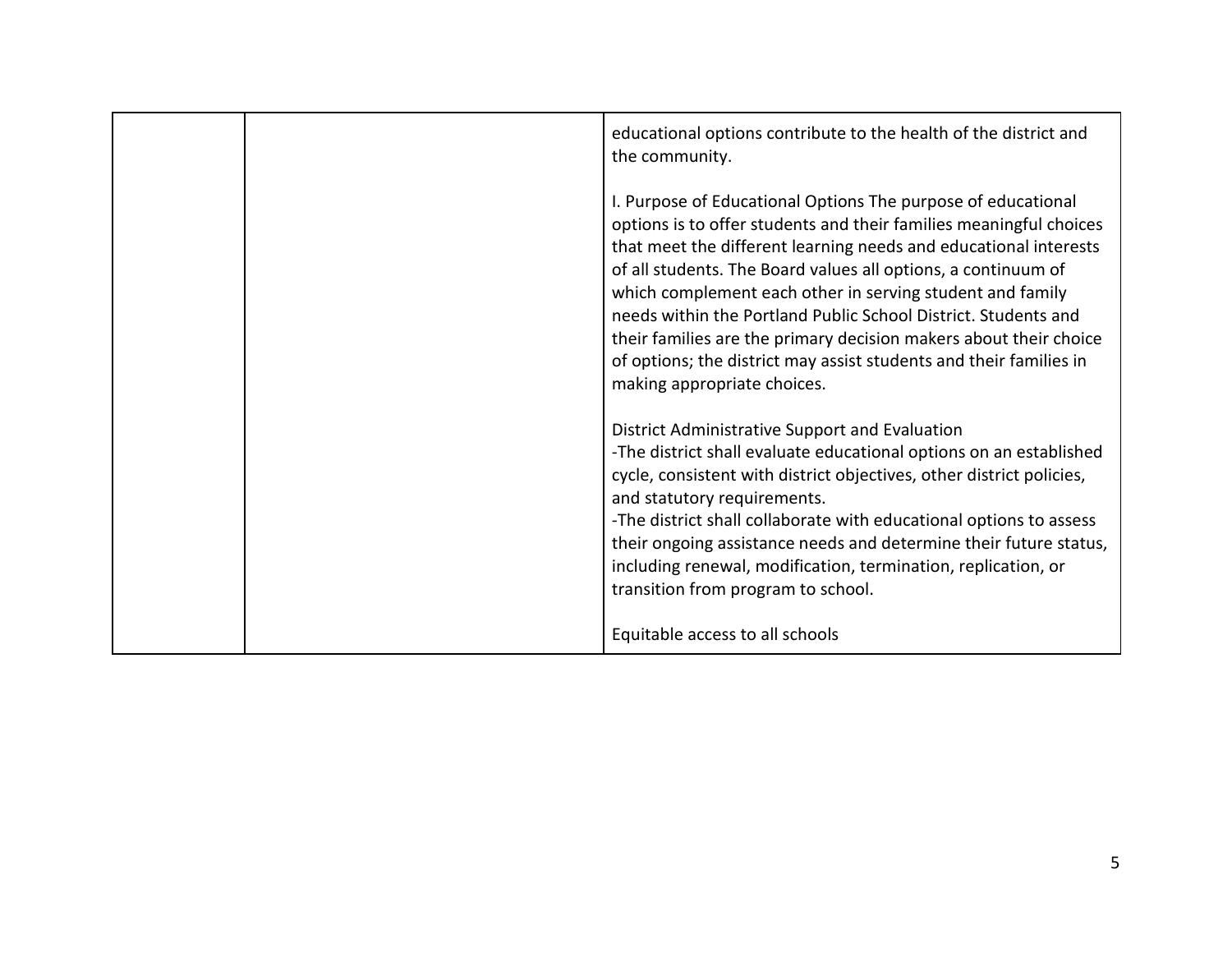| | | |
|---|---|---|
| | | educational options contribute to the health of the district and the community.<br><br>I. Purpose of Educational Options The purpose of educational options is to offer students and their families meaningful choices that meet the different learning needs and educational interests of all students. The Board values all options, a continuum of which complement each other in serving student and family needs within the Portland Public School District. Students and their families are the primary decision makers about their choice of options; the district may assist students and their families in making appropriate choices.<br><br>District Administrative Support and Evaluation<br>-The district shall evaluate educational options on an established cycle, consistent with district objectives, other district policies, and statutory requirements.<br>-The district shall collaborate with educational options to assess their ongoing assistance needs and determine their future status, including renewal, modification, termination, replication, or transition from program to school.<br><br>Equitable access to all schools |